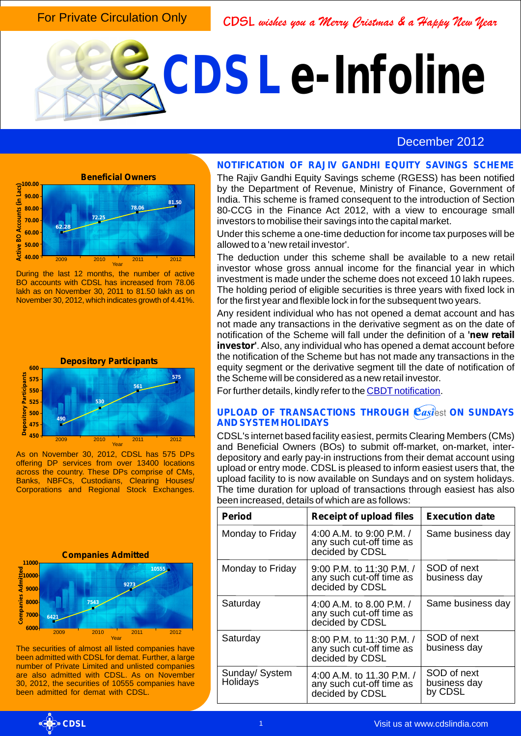For Private Circulation Only

CDSL *wishes you a Merry Christmas & a Happy New Year*

# CDSL e-Infoline

December 2012

**Beneficial Owners**

| Year | Active BO Accounts (in Lacs) |
|---|---|
| 2009 | 62.28 |
| 2010 | 72.25 |
| 2011 | 78.06 |
| 2012 | 81.50 |

During the last 12 months, the number of active BO accounts with CDSL has increased from 78.06 lakh as on November 30, 2011 to 81.50 lakh as on November 30, 2012, which indicates growth of 4.41%.

**Depository Participants**

| Year | Depository Participants |
|---|---|
| 2009 | 490 |
| 2010 | 530 |
| 2011 | 561 |
| 2012 | 575 |

As on November 30, 2012, CDSL has 575 DPs offering DP services from over 13400 locations across the country. These DPs comprise of CMs, Banks, NBFCs, Custodians, Clearing Houses/ Corporations and Regional Stock Exchanges.

**Companies Admitted**

| Year | Companies Admitted |
|---|---|
| 2009 | 6421 |
| 2010 | 7543 |
| 2011 | 9273 |
| 2012 | 10555 |

The securities of almost all listed companies have been admitted with CDSL for demat. Further, a large number of Private Limited and unlisted companies are also admitted with CDSL. As on November 30, 2012, the securities of 10555 companies have been admitted for demat with CDSL.

## NOTIFICATION OF RAJIV GANDHI EQUITY SAVINGS SCHEME

The Rajiv Gandhi Equity Savings scheme (RGESS) has been notified by the Department of Revenue, Ministry of Finance, Government of India. This scheme is framed consequent to the introduction of Section 80-CCG in the Finance Act 2012, with a view to encourage small investors to mobilise their savings into the capital market.

Under this scheme a one-time deduction for income tax purposes will be allowed to a 'new retail investor'.

The deduction under this scheme shall be available to a new retail investor whose gross annual income for the financial year in which investment is made under the scheme does not exceed 10 lakh rupees. The holding period of eligible securities is three years with fixed lock in for the first year and flexible lock in for the subsequent two years.

Any resident individual who has not opened a demat account and has not made any transactions in the derivative segment as on the date of notification of the Scheme will fall under the definition of a **'new retail investor'**. Also, any individual who has opened a demat account before the notification of the Scheme but has not made any transactions in the equity segment or the derivative segment till the date of notification of the Scheme will be considered as a new retail investor.

For further details, kindly refer to the CBDT notification.

## UPLOAD OF TRANSACTIONS THROUGH easiest ON SUNDAYS AND SYSTEM HOLIDAYS

CDSL's internet based facility easiest, permits Clearing Members (CMs) and Beneficial Owners (BOs) to submit off-market, on-market, inter-depository and early pay-in instructions from their demat account using upload or entry mode. CDSL is pleased to inform easiest users that, the upload facility to is now available on Sundays and on system holidays. The time duration for upload of transactions through easiest has also been increased, details of which are as follows:

| Period | Receipt of upload files | Execution date |
|---|---|---|
| Monday to Friday | 4:00 A.M. to 9:00 P.M. / any such cut-off time as decided by CDSL | Same business day |
| Monday to Friday | 9:00 P.M. to 11:30 P.M. / any such cut-off time as decided by CDSL | SOD of next business day |
| Saturday | 4:00 A.M. to 8.00 P.M. / any such cut-off time as decided by CDSL | Same business day |
| Saturday | 8:00 P.M. to 11:30 P.M. / any such cut-off time as decided by CDSL | SOD of next business day |
| Sunday/ System Holidays | 4:00 A.M. to 11.30 P.M. / any such cut-off time as decided by CDSL | SOD of next business day by CDSL |

Visit us at www.cdslindia.com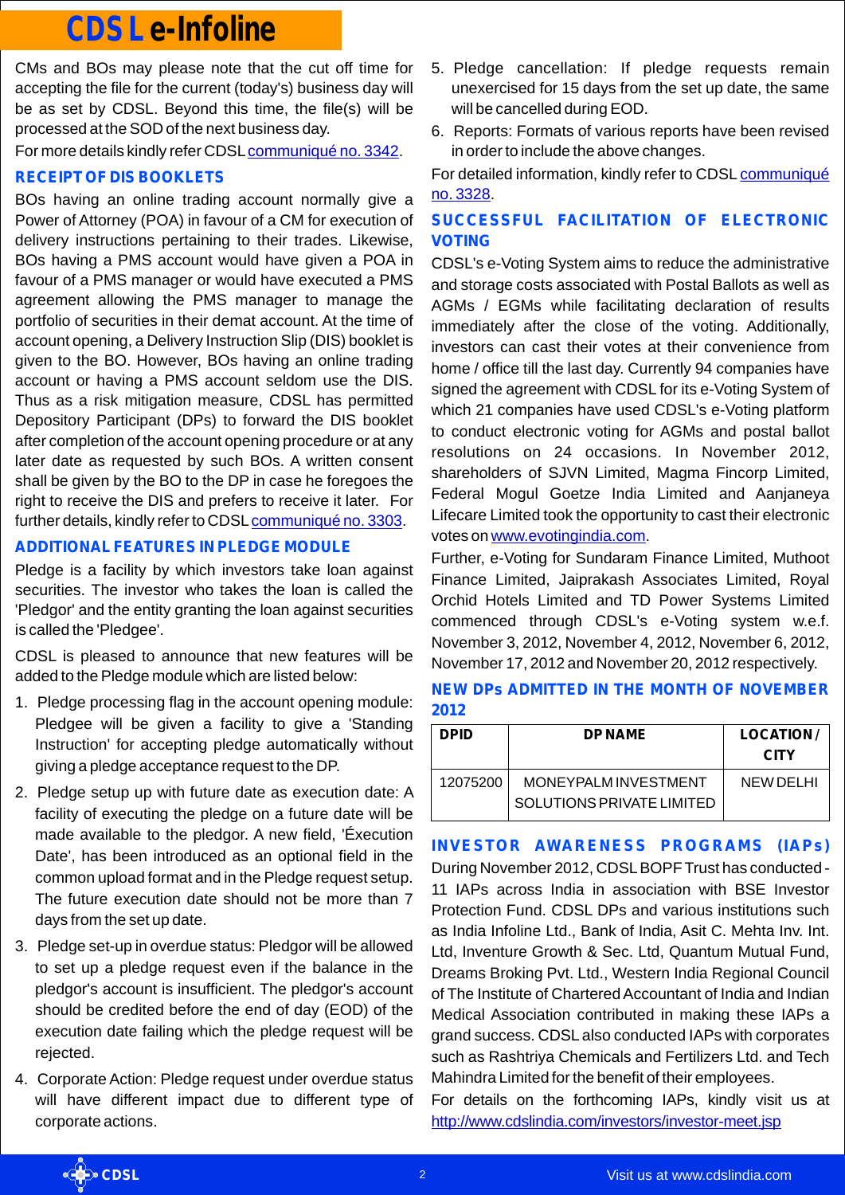CMs and BOs may please note that the cut off time for accepting the file for the current (today's) business day will be as set by CDSL. Beyond this time, the file(s) will be processed at the SOD of the next business day.

For more details kindly refer CDSL communiqué no. 3342.

## RECEIPT OF DIS BOOKLETS

BOs having an online trading account normally give a Power of Attorney (POA) in favour of a CM for execution of delivery instructions pertaining to their trades. Likewise, BOs having a PMS account would have given a POA in favour of a PMS manager or would have executed a PMS agreement allowing the PMS manager to manage the portfolio of securities in their demat account. At the time of account opening, a Delivery Instruction Slip (DIS) booklet is given to the BO. However, BOs having an online trading account or having a PMS account seldom use the DIS. Thus as a risk mitigation measure, CDSL has permitted Depository Participant (DPs) to forward the DIS booklet after completion of the account opening procedure or at any later date as requested by such BOs. A written consent shall be given by the BO to the DP in case he foregoes the right to receive the DIS and prefers to receive it later. For further details, kindly refer to CDSL communiqué no. 3303.

## ADDITIONAL FEATURES IN PLEDGE MODULE

Pledge is a facility by which investors take loan against securities. The investor who takes the loan is called the 'Pledgor' and the entity granting the loan against securities is called the 'Pledgee'.

CDSL is pleased to announce that new features will be added to the Pledge module which are listed below:

1. Pledge processing flag in the account opening module: Pledgee will be given a facility to give a 'Standing Instruction' for accepting pledge automatically without giving a pledge acceptance request to the DP.
2. Pledge setup up with future date as execution date: A facility of executing the pledge on a future date will be made available to the pledgor. A new field, 'Éxecution Date', has been introduced as an optional field in the common upload format and in the Pledge request setup. The future execution date should not be more than 7 days from the set up date.
3. Pledge set-up in overdue status: Pledgor will be allowed to set up a pledge request even if the balance in the pledgor's account is insufficient. The pledgor's account should be credited before the end of day (EOD) of the execution date failing which the pledge request will be rejected.
4. Corporate Action: Pledge request under overdue status will have different impact due to different type of corporate actions.
5. Pledge cancellation: If pledge requests remain unexercised for 15 days from the set up date, the same will be cancelled during EOD.
6. Reports: Formats of various reports have been revised in order to include the above changes.

For detailed information, kindly refer to CDSL communiqué no. 3328.

## SUCCESSFUL FACILITATION OF ELECTRONIC VOTING

CDSL's e-Voting System aims to reduce the administrative and storage costs associated with Postal Ballots as well as AGMs / EGMs while facilitating declaration of results immediately after the close of the voting. Additionally, investors can cast their votes at their convenience from home / office till the last day. Currently 94 companies have signed the agreement with CDSL for its e-Voting System of which 21 companies have used CDSL's e-Voting platform to conduct electronic voting for AGMs and postal ballot resolutions on 24 occasions. In November 2012, shareholders of SJVN Limited, Magma Fincorp Limited, Federal Mogul Goetze India Limited and Aanjaneya Lifecare Limited took the opportunity to cast their electronic votes on www.evotingindia.com.

Further, e-Voting for Sundaram Finance Limited, Muthoot Finance Limited, Jaiprakash Associates Limited, Royal Orchid Hotels Limited and TD Power Systems Limited commenced through CDSL's e-Voting system w.e.f. November 3, 2012, November 4, 2012, November 6, 2012, November 17, 2012 and November 20, 2012 respectively.

## NEW DPs ADMITTED IN THE MONTH OF NOVEMBER 2012

| DPID | DP NAME | LOCATION / CITY |
| --- | --- | --- |
| 12075200 | MONEYPALM INVESTMENT SOLUTIONS PRIVATE LIMITED | NEW DELHI |

## INVESTOR AWARENESS PROGRAMS (IAPs)

During November 2012, CDSL BOPF Trust has conducted - 11 IAPs across India in association with BSE Investor Protection Fund. CDSL DPs and various institutions such as India Infoline Ltd., Bank of India, Asit C. Mehta Inv. Int. Ltd, Inventure Growth & Sec. Ltd, Quantum Mutual Fund, Dreams Broking Pvt. Ltd., Western India Regional Council of The Institute of Chartered Accountant of India and Indian Medical Association contributed in making these IAPs a grand success. CDSL also conducted IAPs with corporates such as Rashtriya Chemicals and Fertilizers Ltd. and Tech Mahindra Limited for the benefit of their employees.

For details on the forthcoming IAPs, kindly visit us at http://www.cdslindia.com/investors/investor-meet.jsp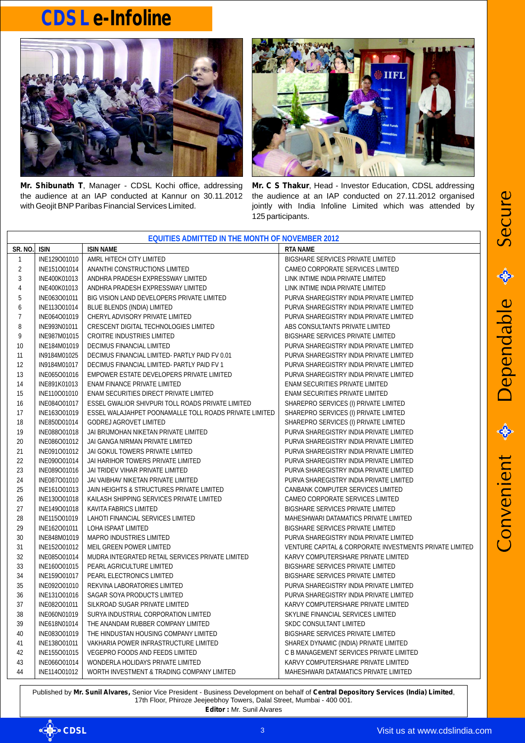# CDSL e-Infoline

**Mr. Shibunath T**, Manager - CDSL Kochi office, addressing the audience at an IAP conducted at Kannur on 30.11.2012 with Geojit BNP Paribas Financial Services Limited.

**Mr. C S Thakur**, Head - Investor Education, CDSL addressing the audience at an IAP conducted on 27.11.2012 organised jointly with India Infoline Limited which was attended by 125 participants.

## EQUITIES ADMITTED IN THE MONTH OF NOVEMBER 2012

| SR. NO. | ISIN | ISIN NAME | RTA NAME |
|---|---|---|---|
| 1 | INE129O01010 | AMRL HITECH CITY LIMITED | BIGSHARE SERVICES PRIVATE LIMITED |
| 2 | INE151O01014 | ANANTHI CONSTRUCTIONS LIMITED | CAMEO CORPORATE SERVICES LIMITED |
| 3 | INE400K01013 | ANDHRA PRADESH EXPRESSWAY LIMITED | LINK INTIME INDIA PRIVATE LIMITED |
| 4 | INE400K01013 | ANDHRA PRADESH EXPRESSWAY LIMITED | LINK INTIME INDIA PRIVATE LIMITED |
| 5 | INE063O01011 | BIG VISION LAND DEVELOPERS PRIVATE LIMITED | PURVA SHAREGISTRY INDIA PRIVATE LIMITED |
| 6 | INE113O01014 | BLUE BLENDS (INDIA) LIMITED | PURVA SHAREGISTRY INDIA PRIVATE LIMITED |
| 7 | INE064O01019 | CHERYL ADVISORY PRIVATE LIMITED | PURVA SHAREGISTRY INDIA PRIVATE LIMITED |
| 8 | INE993N01011 | CRESCENT DIGITAL TECHNOLOGIES LIMITED | ABS CONSULTANTS PRIVATE LIMITED |
| 9 | INE987M01015 | CROITRE INDUSTRIES LIMITED | BIGSHARE SERVICES PRIVATE LIMITED |
| 10 | INE184M01019 | DECIMUS FINANCIAL LIMITED | PURVA SHAREGISTRY INDIA PRIVATE LIMITED |
| 11 | IN9184M01025 | DECIMUS FINANCIAL LIMITED- PARTLY PAID FV 0.01 | PURVA SHAREGISTRY INDIA PRIVATE LIMITED |
| 12 | IN9184M01017 | DECIMUS FINANCIAL LIMITED- PARTLY PAID FV 1 | PURVA SHAREGISTRY INDIA PRIVATE LIMITED |
| 13 | INE065O01016 | EMPOWER ESTATE DEVELOPERS PRIVATE LIMITED | PURVA SHAREGISTRY INDIA PRIVATE LIMITED |
| 14 | INE891K01013 | ENAM FINANCE PRIVATE LIMITED | ENAM SECURITIES PRIVATE LIMITED |
| 15 | INE110O01010 | ENAM SECURITIES DIRECT PRIVATE LIMITED | ENAM SECURITIES PRIVATE LIMITED |
| 16 | INE084O01017 | ESSEL GWALIOR SHIVPURI TOLL ROADS PRIVATE LIMITED | SHAREPRO SERVICES (I) PRIVATE LIMITED |
| 17 | INE163O01019 | ESSEL WALAJAHPET POONAMALLE TOLL ROADS PRIVATE LIMITED | SHAREPRO SERVICES (I) PRIVATE LIMITED |
| 18 | INE850D01014 | GODREJ AGROVET LIMITED | SHAREPRO SERVICES (I) PRIVATE LIMITED |
| 19 | INE088O01018 | JAI BRIJMOHAN NIKETAN PRIVATE LIMITED | PURVA SHAREGISTRY INDIA PRIVATE LIMITED |
| 20 | INE086O01012 | JAI GANGA NIRMAN PRIVATE LIMITED | PURVA SHAREGISTRY INDIA PRIVATE LIMITED |
| 21 | INE091O01012 | JAI GOKUL TOWERS PRIVATE LMITED | PURVA SHAREGISTRY INDIA PRIVATE LIMITED |
| 22 | INE090O01014 | JAI HARIHOR TOWERS PRIVATE LIMITED | PURVA SHAREGISTRY INDIA PRIVATE LIMITED |
| 23 | INE089O01016 | JAI TRIDEV VIHAR PRIVATE LIMITED | PURVA SHAREGISTRY INDIA PRIVATE LIMITED |
| 24 | INE087O01010 | JAI VAIBHAV NIKETAN PRIVATE LIMITED | PURVA SHAREGISTRY INDIA PRIVATE LIMITED |
| 25 | INE161O01013 | JAIN HEIGHTS & STRUCTURES PRIVATE LIMITED | CANBANK COMPUTER SERVICES LIMITED |
| 26 | INE130O01018 | KAILASH SHIPPING SERVICES PRIVATE LIMITED | CAMEO CORPORATE SERVICES LIMITED |
| 27 | INE149O01018 | KAVITA FABRICS LIMITED | BIGSHARE SERVICES PRIVATE LIMITED |
| 28 | INE115O01019 | LAHOTI FINANCIAL SERVICES LIMITED | MAHESHWARI DATAMATICS PRIVATE LIMITED |
| 29 | INE162O01011 | LOHA ISPAAT LIMITED | BIGSHARE SERVICES PRIVATE LIMITED |
| 30 | INE848M01019 | MAPRO INDUSTRIES LIMITED | PURVA SHAREGISTRY INDIA PRIVATE LIMITED |
| 31 | INE152O01012 | MEIL GREEN POWER LIMITED | VENTURE CAPITAL & CORPORATE INVESTMENTS PRIVATE LIMITED |
| 32 | INE085O01014 | MUDRA INTEGRATED RETAIL SERVICES PRIVATE LIMITED | KARVY COMPUTERSHARE PRIVATE LIMITED |
| 33 | INE160O01015 | PEARL AGRICULTURE LIMITED | BIGSHARE SERVICES PRIVATE LIMITED |
| 34 | INE159O01017 | PEARL ELECTRONICS LIMITED | BIGSHARE SERVICES PRIVATE LIMITED |
| 35 | INE092O01010 | REKVINA LABORATORIES LIMITED | PURVA SHAREGISTRY INDIA PRIVATE LIMITED |
| 36 | INE131O01016 | SAGAR SOYA PRODUCTS LIMITED | PURVA SHAREGISTRY INDIA PRIVATE LIMITED |
| 37 | INE082O01011 | SILKROAD SUGAR PRIVATE LIMITED | KARVY COMPUTERSHARE PRIVATE LIMITED |
| 38 | INE060N01019 | SURYA INDUSTRIAL CORPORATION LIMITED | SKYLINE FINANCIAL SERVICES LIMITED |
| 39 | INE618N01014 | THE ANANDAM RUBBER COMPANY LIMITED | SKDC CONSULTANT LIMITED |
| 40 | INE083O01019 | THE HINDUSTAN HOUSING COMPANY LIMITED | BIGSHARE SERVICES PRIVATE LIMITED |
| 41 | INE138O01011 | VAKHARIA POWER INFRASTRUCTURE LIMITED | SHAREX DYNAMIC (INDIA) PRIVATE LIMITED |
| 42 | INE155O01015 | VEGEPRO FOODS AND FEEDS LIMITED | C B MANAGEMENT SERVICES PRIVATE LIMITED |
| 43 | INE066O01014 | WONDERLA HOLIDAYS PRIVATE LIMITED | KARVY COMPUTERSHARE PRIVATE LIMITED |
| 44 | INE114O01012 | WORTH INVESTMENT & TRADING COMPANY LIMITED | MAHESHWARI DATAMATICS PRIVATE LIMITED |

Published by **Mr. Sunil Alvares,** Senior Vice President - Business Development on behalf of **Central Depository Services (India) Limited**, 17th Floor, Phiroze Jeejeebhoy Towers, Dalal Street, Mumbai - 400 001.

**Editor :** Mr. Sunil Alvares

Convenient ✦ Dependable ✦ Secure

CDSL

Visit us at www.cdslindia.com